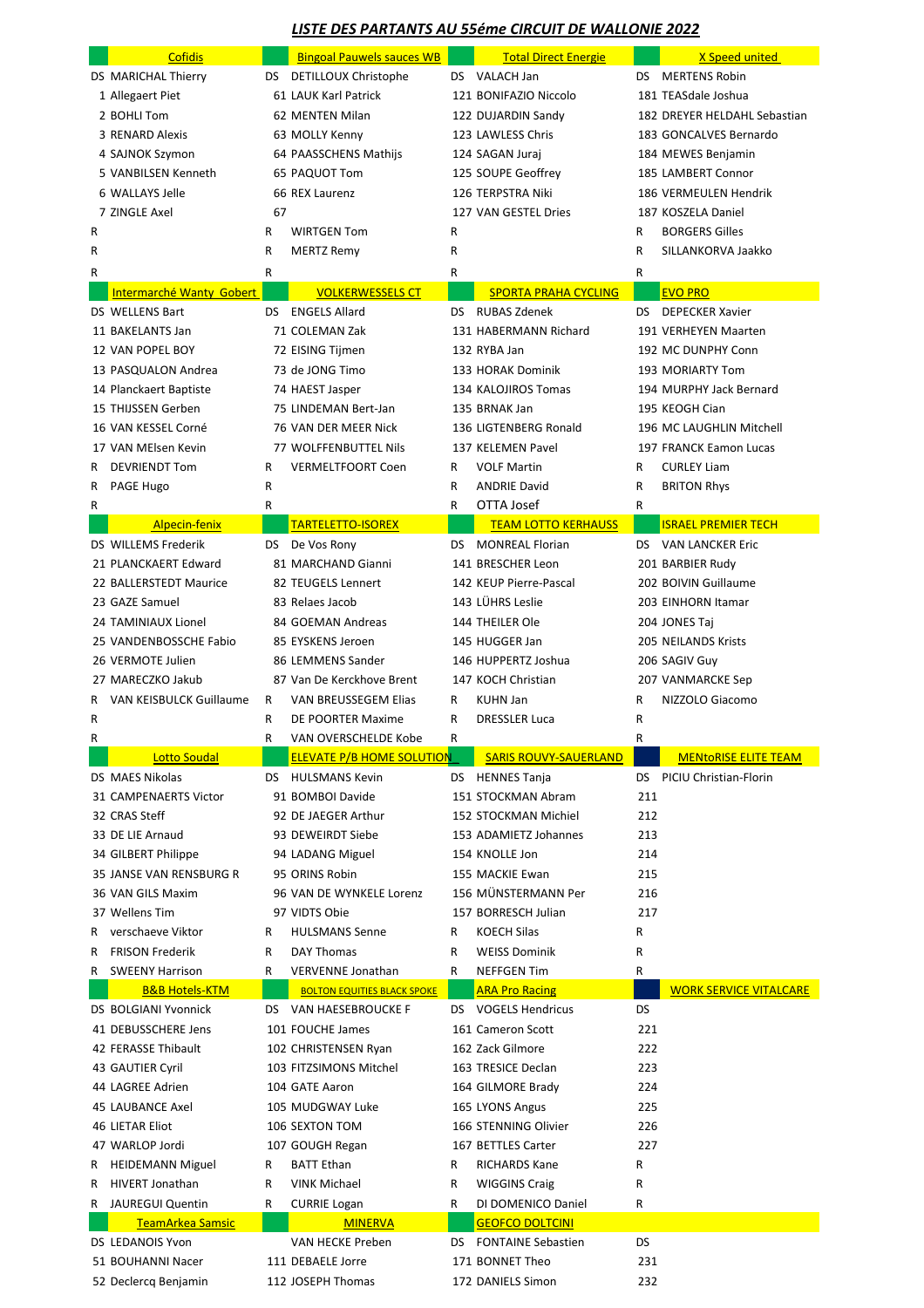# *LISTE DES PARTANTS AU 55éme CIRCUIT DE WALLONIE 2022*

| Cofidis | Bingoal Pauwels sauces WB | Total Direct Energie | X Speed united |
|---|---|---|---|
| DS MARICHAL Thierry | DS DETILLOUX Christophe | DS VALACH Jan | DS MERTENS Robin |
| 1 Allegaert Piet | 61 LAUK Karl Patrick | 121 BONIFAZIO Niccolo | 181 TEASdale Joshua |
| 2 BOHLI Tom | 62 MENTEN Milan | 122 DUJARDIN Sandy | 182 DREYER HELDAHL Sebastian |
| 3 RENARD Alexis | 63 MOLLY Kenny | 123 LAWLESS Chris | 183 GONCALVES Bernardo |
| 4 SAJNOK Szymon | 64 PAASSCHENS Mathijs | 124 SAGAN Juraj | 184 MEWES Benjamin |
| 5 VANBILSEN Kenneth | 65 PAQUOT Tom | 125 SOUPE Geoffrey | 185 LAMBERT Connor |
| 6 WALLAYS Jelle | 66 REX Laurenz | 126 TERPSTRA Niki | 186 VERMEULEN Hendrik |
| 7 ZINGLE Axel | 67 | 127 VAN GESTEL Dries | 187 KOSZELA Daniel |
| R | R WIRTGEN Tom | R | R BORGERS Gilles |
| R | R MERTZ Remy | R | R SILLANKORVA Jaakko |
| R | R | R | R |
| **Intermarché Wanty Gobert** | **VOLKERWESSELS CT** | **SPORTA PRAHA CYCLING** | **EVO PRO** |
| DS WELLENS Bart | DS ENGELS Allard | DS RUBAS Zdenek | DS DEPECKER Xavier |
| 11 BAKELANTS Jan | 71 COLEMAN Zak | 131 HABERMANN Richard | 191 VERHEYEN Maarten |
| 12 VAN POPEL BOY | 72 EISING Tijmen | 132 RYBA Jan | 192 MC DUNPHY Conn |
| 13 PASQUALON Andrea | 73 de JONG Timo | 133 HORAK Dominik | 193 MORIARTY Tom |
| 14 Planckaert Baptiste | 74 HAEST Jasper | 134 KALOJIROS Tomas | 194 MURPHY Jack Bernard |
| 15 THIJSSEN Gerben | 75 LINDEMAN Bert-Jan | 135 BRNAK Jan | 195 KEOGH Cian |
| 16 VAN KESSEL Corné | 76 VAN DER MEER Nick | 136 LIGTENBERG Ronald | 196 MC LAUGHLIN Mitchell |
| 17 VAN MElsen Kevin | 77 WOLFFENBUTTEL Nils | 137 KELEMEN Pavel | 197 FRANCK Eamon Lucas |
| R DEVRIENDT Tom | R VERMELTFOORT Coen | R VOLF Martin | R CURLEY Liam |
| R PAGE Hugo | R | R ANDRIE David | R BRITON Rhys |
| R | R | R OTTA Josef | R |
| **Alpecin-fenix** | **TARTELETTO-ISOREX** | **TEAM LOTTO KERHAUSS** | **ISRAEL PREMIER TECH** |
| DS WILLEMS Frederik | DS De Vos Rony | DS MONREAL Florian | DS VAN LANCKER Eric |
| 21 PLANCKAERT Edward | 81 MARCHAND Gianni | 141 BRESCHER Leon | 201 BARBIER Rudy |
| 22 BALLERSTEDT Maurice | 82 TEUGELS Lennert | 142 KEUP Pierre-Pascal | 202 BOIVIN Guillaume |
| 23 GAZE Samuel | 83 Relaes Jacob | 143 LÜHRS Leslie | 203 EINHORN Itamar |
| 24 TAMINIAUX Lionel | 84 GOEMAN Andreas | 144 THEILER Ole | 204 JONES Taj |
| 25 VANDENBOSSCHE Fabio | 85 EYSKENS Jeroen | 145 HUGGER Jan | 205 NEILANDS Krists |
| 26 VERMOTE Julien | 86 LEMMENS Sander | 146 HUPPERTZ Joshua | 206 SAGIV Guy |
| 27 MARECZKO Jakub | 87 Van De Kerckhove Brent | 147 KOCH Christian | 207 VANMARCKE Sep |
| R VAN KEISBULCK Guillaume | R VAN BREUSSEGEM Elias | R KUHN Jan | R NIZZOLO Giacomo |
| R | R DE POORTER Maxime | R DRESSLER Luca | R |
| R | R VAN OVERSCHELDE Kobe | R | R |
| **Lotto Soudal** | **ELEVATE P/B HOME SOLUTION** | **SARIS ROUVY-SAUERLAND** | **MENtoRISE ELITE TEAM** |
| DS MAES Nikolas | DS HULSMANS Kevin | DS HENNES Tanja | DS PICIU Christian-Florin |
| 31 CAMPENAERTS Victor | 91 BOMBOI Davide | 151 STOCKMAN Abram | 211 |
| 32 CRAS Steff | 92 DE JAEGER Arthur | 152 STOCKMAN Michiel | 212 |
| 33 DE LIE Arnaud | 93 DEWEIRDT Siebe | 153 ADAMIETZ Johannes | 213 |
| 34 GILBERT Philippe | 94 LADANG Miguel | 154 KNOLLE Jon | 214 |
| 35 JANSE VAN RENSBURG R | 95 ORINS Robin | 155 MACKIE Ewan | 215 |
| 36 VAN GILS Maxim | 96 VAN DE WYNKELE Lorenz | 156 MÜNSTERMANN Per | 216 |
| 37 Wellens Tim | 97 VIDTS Obie | 157 BORRESCH Julian | 217 |
| R verschaeve Viktor | R HULSMANS Senne | R KOECH Silas | R |
| R FRISON Frederik | R DAY Thomas | R WEISS Dominik | R |
| R SWEENY Harrison | R VERVENNE Jonathan | R NEFFGEN Tim | R |
| **B&B Hotels-KTM** | **BOLTON EQUITIES BLACK SPOKE** | **ARA Pro Racing** | **WORK SERVICE VITALCARE** |
| DS BOLGIANI Yvonnick | DS VAN HAESEBROUCKE F | DS VOGELS Hendricus | DS |
| 41 DEBUSSCHERE Jens | 101 FOUCHE James | 161 Cameron Scott | 221 |
| 42 FERASSE Thibault | 102 CHRISTENSEN Ryan | 162 Zack Gilmore | 222 |
| 43 GAUTIER Cyril | 103 FITZSIMONS Mitchel | 163 TRESICE Declan | 223 |
| 44 LAGREE Adrien | 104 GATE Aaron | 164 GILMORE Brady | 224 |
| 45 LAUBANCE Axel | 105 MUDGWAY Luke | 165 LYONS Angus | 225 |
| 46 LIETAR Eliot | 106 SEXTON TOM | 166 STENNING Olivier | 226 |
| 47 WARLOP Jordi | 107 GOUGH Regan | 167 BETTLES Carter | 227 |
| R HEIDEMANN Miguel | R BATT Ethan | R RICHARDS Kane | R |
| R HIVERT Jonathan | R VINK Michael | R WIGGINS Craig | R |
| R JAUREGUI Quentin | R CURRIE Logan | R DI DOMENICO Daniel | R |
| **TeamArkea Samsic** | **MINERVA** | **GEOFCO DOLTCINI** | |
| DS LEDANOIS Yvon | VAN HECKE Preben | DS FONTAINE Sebastien | DS |
| 51 BOUHANNI Nacer | 111 DEBAELE Jorre | 171 BONNET Theo | 231 |
| 52 Declercq Benjamin | 112 JOSEPH Thomas | 172 DANIELS Simon | 232 |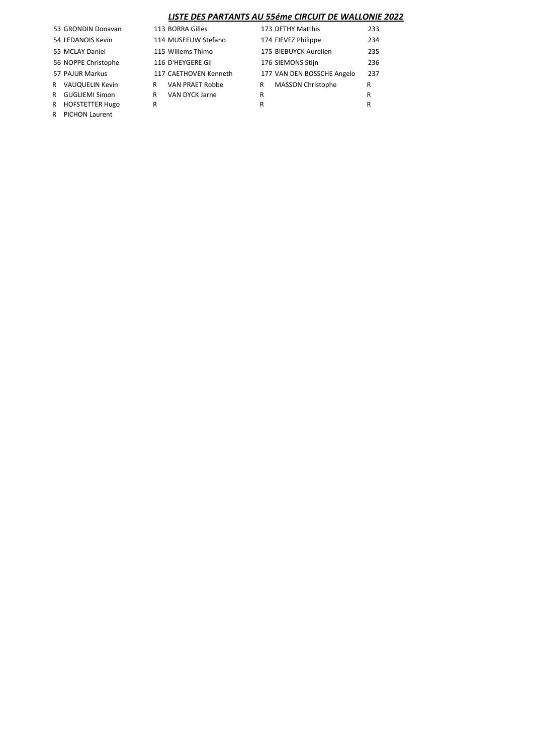## *LISTE DES PARTANTS AU 55éme CIRCUIT DE WALLONIE 2022*

| | | | | | | | |
|---|---|---|---|---|---|---|---|
| 53 | GRONDIN Donavan | 113 | BORRA Gilles | 173 | DETHY Matthis | 233 | |
| 54 | LEDANOIS Kevin | 114 | MUSEEUW Stefano | 174 | FIEVEZ Philippe | 234 | |
| 55 | MCLAY Daniel | 115 | Willems Thimo | 175 | BIEBUYCK Aurelien | 235 | |
| 56 | NOPPE Christophe | 116 | D'HEYGERE Gil | 176 | SIEMONS Stijn | 236 | |
| 57 | PAJUR Markus | 117 | CAETHOVEN Kenneth | 177 | VAN DEN BOSSCHE Angelo | 237 | |
| R | VAUQUELIN Kevin | R | VAN PRAET Robbe | R | MASSON Christophe | R | |
| R | GUGLIEMI Simon | R | VAN DYCK Jarne | R | | R | |
| R | HOFSTETTER Hugo | R | | R | | R | |
| R | PICHON Laurent | | | | | | |